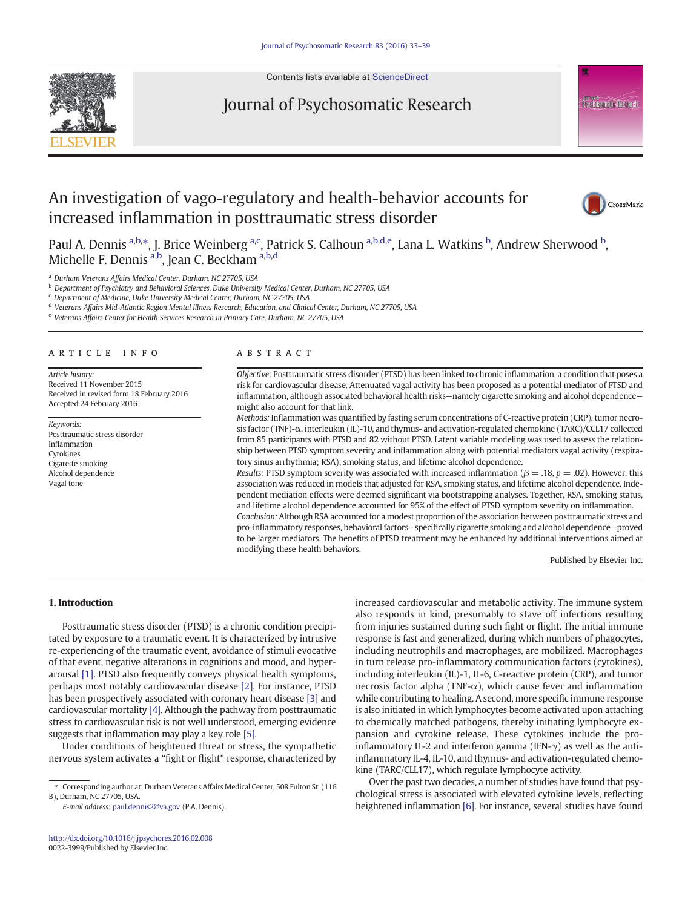# An investigation of vago-regulatory and health-behavior accounts for increased inflammation in posttraumatic stress disorder

Paul A. Dennis [a,b,*], J. Brice Weinberg [a,c], Patrick S. Calhoun [a,b,d,e], Lana L. Watkins [b], Andrew Sherwood [b], Michelle F. Dennis [a,b], Jean C. Beckham [a,b,d]

[a] Durham Veterans Affairs Medical Center, Durham, NC 27705, USA
[b] Department of Psychiatry and Behavioral Sciences, Duke University Medical Center, Durham, NC 27705, USA
[c] Department of Medicine, Duke University Medical Center, Durham, NC 27705, USA
[d] Veterans Affairs Mid-Atlantic Region Mental Illness Research, Education, and Clinical Center, Durham, NC 27705, USA
[e] Veterans Affairs Center for Health Services Research in Primary Care, Durham, NC 27705, USA

## ARTICLE INFO

*Article history:*
Received 11 November 2015
Received in revised form 18 February 2016
Accepted 24 February 2016

*Keywords:*
Posttraumatic stress disorder
Inflammation
Cytokines
Cigarette smoking
Alcohol dependence
Vagal tone

## ABSTRACT

*Objective:* Posttraumatic stress disorder (PTSD) has been linked to chronic inflammation, a condition that poses a risk for cardiovascular disease. Attenuated vagal activity has been proposed as a potential mediator of PTSD and inflammation, although associated behavioral health risks—namely cigarette smoking and alcohol dependence—might also account for that link.

*Methods:* Inflammation was quantified by fasting serum concentrations of C-reactive protein (CRP), tumor necrosis factor (TNF)-$\alpha$, interleukin (IL)-10, and thymus- and activation-regulated chemokine (TARC)/CCL17 collected from 85 participants with PTSD and 82 without PTSD. Latent variable modeling was used to assess the relationship between PTSD symptom severity and inflammation along with potential mediators vagal activity (respiratory sinus arrhythmia; RSA), smoking status, and lifetime alcohol dependence.

*Results:* PTSD symptom severity was associated with increased inflammation ($\beta = .18$, $p = .02$). However, this association was reduced in models that adjusted for RSA, smoking status, and lifetime alcohol dependence. Independent mediation effects were deemed significant via bootstrapping analyses. Together, RSA, smoking status, and lifetime alcohol dependence accounted for 95% of the effect of PTSD symptom severity on inflammation.

*Conclusion:* Although RSA accounted for a modest proportion of the association between posttraumatic stress and pro-inflammatory responses, behavioral factors—specifically cigarette smoking and alcohol dependence—proved to be larger mediators. The benefits of PTSD treatment may be enhanced by additional interventions aimed at modifying these health behaviors.

Published by Elsevier Inc.

## 1. Introduction

Posttraumatic stress disorder (PTSD) is a chronic condition precipitated by exposure to a traumatic event. It is characterized by intrusive re-experiencing of the traumatic event, avoidance of stimuli evocative of that event, negative alterations in cognitions and mood, and hyperarousal [1]. PTSD also frequently conveys physical health symptoms, perhaps most notably cardiovascular disease [2]. For instance, PTSD has been prospectively associated with coronary heart disease [3] and cardiovascular mortality [4]. Although the pathway from posttraumatic stress to cardiovascular risk is not well understood, emerging evidence suggests that inflammation may play a key role [5].

Under conditions of heightened threat or stress, the sympathetic nervous system activates a “fight or flight” response, characterized by increased cardiovascular and metabolic activity. The immune system also responds in kind, presumably to stave off infections resulting from injuries sustained during such fight or flight. The initial immune response is fast and generalized, during which numbers of phagocytes, including neutrophils and macrophages, are mobilized. Macrophages in turn release pro-inflammatory communication factors (cytokines), including interleukin (IL)-1, IL-6, C-reactive protein (CRP), and tumor necrosis factor alpha (TNF-$\alpha$), which cause fever and inflammation while contributing to healing. A second, more specific immune response is also initiated in which lymphocytes become activated upon attaching to chemically matched pathogens, thereby initiating lymphocyte expansion and cytokine release. These cytokines include the pro-inflammatory IL-2 and interferon gamma (IFN-$\gamma$) as well as the anti-inflammatory IL-4, IL-10, and thymus- and activation-regulated chemokine (TARC/CLL17), which regulate lymphocyte activity.

Over the past two decades, a number of studies have found that psychological stress is associated with elevated cytokine levels, reflecting heightened inflammation [6]. For instance, several studies have found

* Corresponding author at: Durham Veterans Affairs Medical Center, 508 Fulton St. (116 B), Durham, NC 27705, USA.
*E-mail address:* paul.dennis2@va.gov (P.A. Dennis).

http://dx.doi.org/10.1016/j.jpsychores.2016.02.008
0022-3999/Published by Elsevier Inc.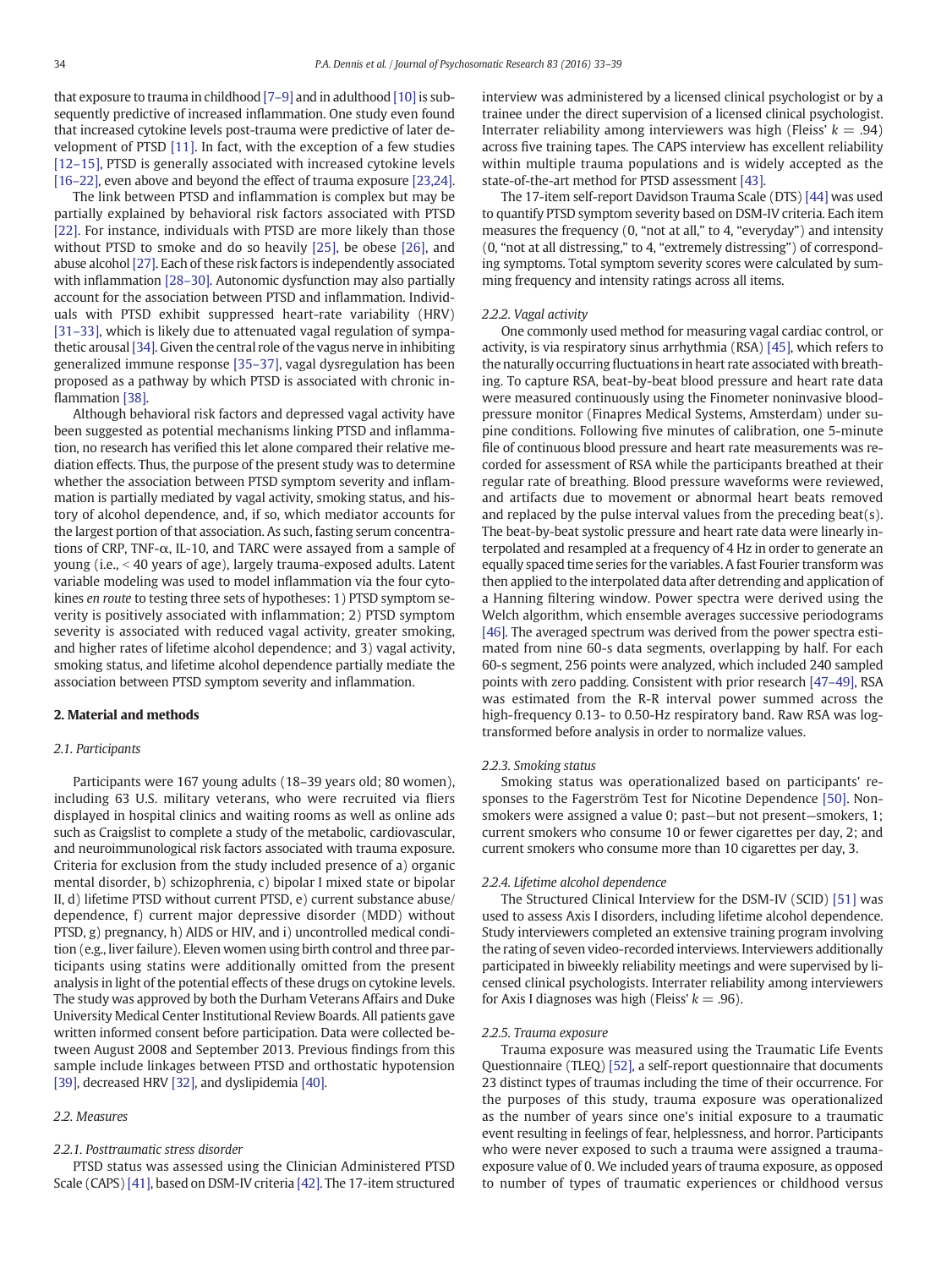that exposure to trauma in childhood [7–9] and in adulthood [10] is subsequently predictive of increased inflammation. One study even found that increased cytokine levels post-trauma were predictive of later development of PTSD [11]. In fact, with the exception of a few studies [12–15], PTSD is generally associated with increased cytokine levels [16–22], even above and beyond the effect of trauma exposure [23,24].

The link between PTSD and inflammation is complex but may be partially explained by behavioral risk factors associated with PTSD [22]. For instance, individuals with PTSD are more likely than those without PTSD to smoke and do so heavily [25], be obese [26], and abuse alcohol [27]. Each of these risk factors is independently associated with inflammation [28–30]. Autonomic dysfunction may also partially account for the association between PTSD and inflammation. Individuals with PTSD exhibit suppressed heart-rate variability (HRV) [31–33], which is likely due to attenuated vagal regulation of sympathetic arousal [34]. Given the central role of the vagus nerve in inhibiting generalized immune response [35–37], vagal dysregulation has been proposed as a pathway by which PTSD is associated with chronic inflammation [38].

Although behavioral risk factors and depressed vagal activity have been suggested as potential mechanisms linking PTSD and inflammation, no research has verified this let alone compared their relative mediation effects. Thus, the purpose of the present study was to determine whether the association between PTSD symptom severity and inflammation is partially mediated by vagal activity, smoking status, and history of alcohol dependence, and, if so, which mediator accounts for the largest portion of that association. As such, fasting serum concentrations of CRP, TNF-α, IL-10, and TARC were assayed from a sample of young (i.e., < 40 years of age), largely trauma-exposed adults. Latent variable modeling was used to model inflammation via the four cytokines *en route* to testing three sets of hypotheses: 1) PTSD symptom severity is positively associated with inflammation; 2) PTSD symptom severity is associated with reduced vagal activity, greater smoking, and higher rates of lifetime alcohol dependence; and 3) vagal activity, smoking status, and lifetime alcohol dependence partially mediate the association between PTSD symptom severity and inflammation.

## 2. Material and methods

### 2.1. Participants

Participants were 167 young adults (18–39 years old; 80 women), including 63 U.S. military veterans, who were recruited via fliers displayed in hospital clinics and waiting rooms as well as online ads such as Craigslist to complete a study of the metabolic, cardiovascular, and neuroimmunological risk factors associated with trauma exposure. Criteria for exclusion from the study included presence of a) organic mental disorder, b) schizophrenia, c) bipolar I mixed state or bipolar II, d) lifetime PTSD without current PTSD, e) current substance abuse/dependence, f) current major depressive disorder (MDD) without PTSD, g) pregnancy, h) AIDS or HIV, and i) uncontrolled medical condition (e.g., liver failure). Eleven women using birth control and three participants using statins were additionally omitted from the present analysis in light of the potential effects of these drugs on cytokine levels. The study was approved by both the Durham Veterans Affairs and Duke University Medical Center Institutional Review Boards. All patients gave written informed consent before participation. Data were collected between August 2008 and September 2013. Previous findings from this sample include linkages between PTSD and orthostatic hypotension [39], decreased HRV [32], and dyslipidemia [40].

### 2.2. Measures

#### 2.2.1. Posttraumatic stress disorder

PTSD status was assessed using the Clinician Administered PTSD Scale (CAPS) [41], based on DSM-IV criteria [42]. The 17-item structured interview was administered by a licensed clinical psychologist or by a trainee under the direct supervision of a licensed clinical psychologist. Interrater reliability among interviewers was high (Fleiss' $k = .94$) across five training tapes. The CAPS interview has excellent reliability within multiple trauma populations and is widely accepted as the state-of-the-art method for PTSD assessment [43].

The 17-item self-report Davidson Trauma Scale (DTS) [44] was used to quantify PTSD symptom severity based on DSM-IV criteria. Each item measures the frequency (0, "not at all," to 4, "everyday") and intensity (0, "not at all distressing," to 4, "extremely distressing") of corresponding symptoms. Total symptom severity scores were calculated by summing frequency and intensity ratings across all items.

#### 2.2.2. Vagal activity

One commonly used method for measuring vagal cardiac control, or activity, is via respiratory sinus arrhythmia (RSA) [45], which refers to the naturally occurring fluctuations in heart rate associated with breathing. To capture RSA, beat-by-beat blood pressure and heart rate data were measured continuously using the Finometer noninvasive blood-pressure monitor (Finapres Medical Systems, Amsterdam) under supine conditions. Following five minutes of calibration, one 5-minute file of continuous blood pressure and heart rate measurements was recorded for assessment of RSA while the participants breathed at their regular rate of breathing. Blood pressure waveforms were reviewed, and artifacts due to movement or abnormal heart beats removed and replaced by the pulse interval values from the preceding beat(s). The beat-by-beat systolic pressure and heart rate data were linearly interpolated and resampled at a frequency of 4 Hz in order to generate an equally spaced time series for the variables. A fast Fourier transform was then applied to the interpolated data after detrending and application of a Hanning filtering window. Power spectra were derived using the Welch algorithm, which ensemble averages successive periodograms [46]. The averaged spectrum was derived from the power spectra estimated from nine 60-s data segments, overlapping by half. For each 60-s segment, 256 points were analyzed, which included 240 sampled points with zero padding. Consistent with prior research [47–49], RSA was estimated from the R-R interval power summed across the high-frequency 0.13- to 0.50-Hz respiratory band. Raw RSA was log-transformed before analysis in order to normalize values.

#### 2.2.3. Smoking status

Smoking status was operationalized based on participants' responses to the Fagerström Test for Nicotine Dependence [50]. Nonsmokers were assigned a value 0; past—but not present—smokers, 1; current smokers who consume 10 or fewer cigarettes per day, 2; and current smokers who consume more than 10 cigarettes per day, 3.

#### 2.2.4. Lifetime alcohol dependence

The Structured Clinical Interview for the DSM-IV (SCID) [51] was used to assess Axis I disorders, including lifetime alcohol dependence. Study interviewers completed an extensive training program involving the rating of seven video-recorded interviews. Interviewers additionally participated in biweekly reliability meetings and were supervised by licensed clinical psychologists. Interrater reliability among interviewers for Axis I diagnoses was high (Fleiss' $k = .96$).

#### 2.2.5. Trauma exposure

Trauma exposure was measured using the Traumatic Life Events Questionnaire (TLEQ) [52], a self-report questionnaire that documents 23 distinct types of traumas including the time of their occurrence. For the purposes of this study, trauma exposure was operationalized as the number of years since one's initial exposure to a traumatic event resulting in feelings of fear, helplessness, and horror. Participants who were never exposed to such a trauma were assigned a trauma-exposure value of 0. We included years of trauma exposure, as opposed to number of types of traumatic experiences or childhood versus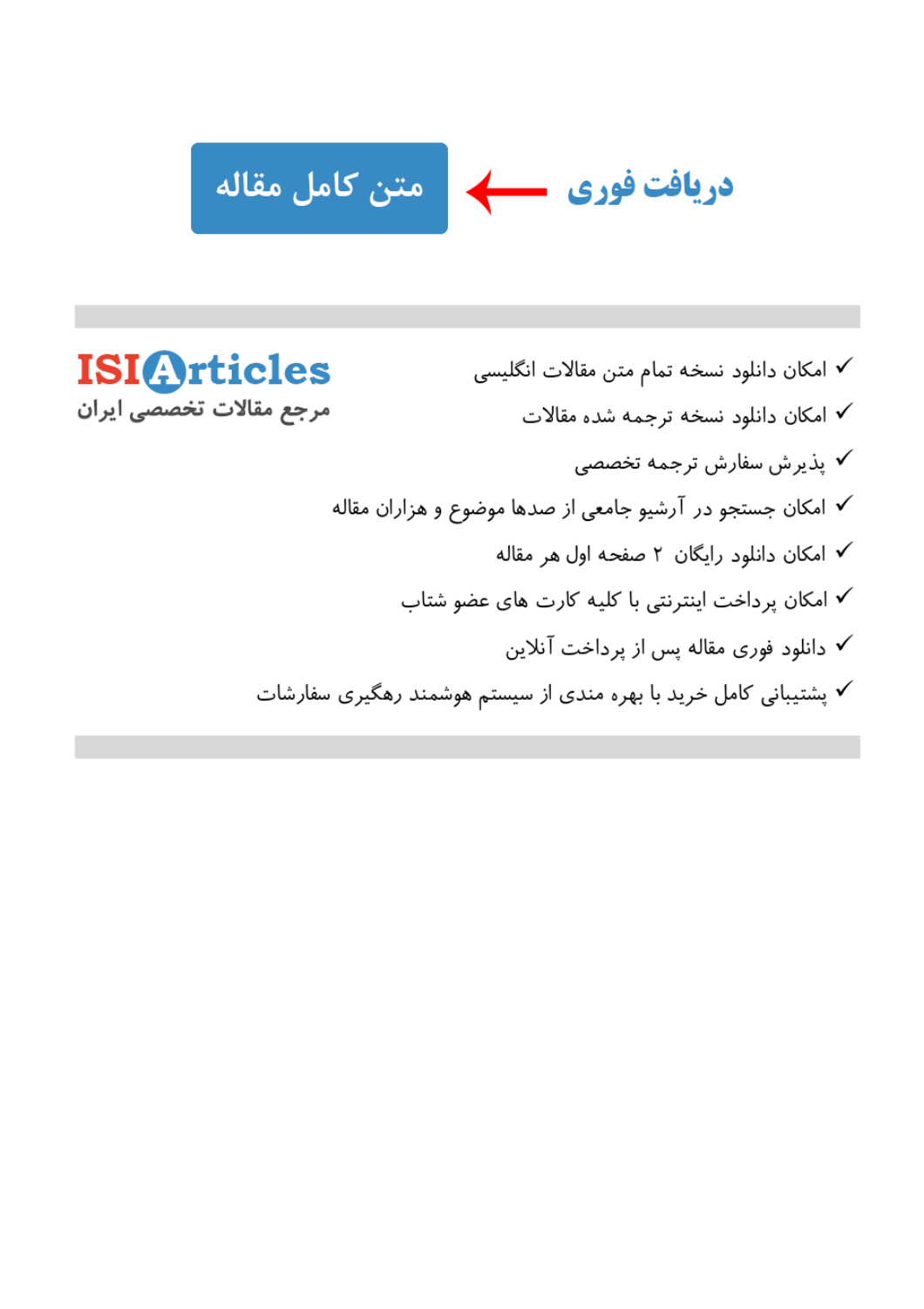دریافت فوری ← متن کامل مقاله

ISIArticles
مرجع مقالات تخصصی ایران

- ✓ امکان دانلود نسخه تمام متن مقالات انگلیسی
- ✓ امکان دانلود نسخه ترجمه شده مقالات
- ✓ پذیرش سفارش ترجمه تخصصی
- ✓ امکان جستجو در آرشیو جامعی از صدها موضوع و هزاران مقاله
- ✓ امکان دانلود رایگان ۲ صفحه اول هر مقاله
- ✓ امکان پرداخت اینترنتی با کلیه کارت های عضو شتاب
- ✓ دانلود فوری مقاله پس از پرداخت آنلاین
- ✓ پشتیبانی کامل خرید با بهره مندی از سیستم هوشمند رهگیری سفارشات